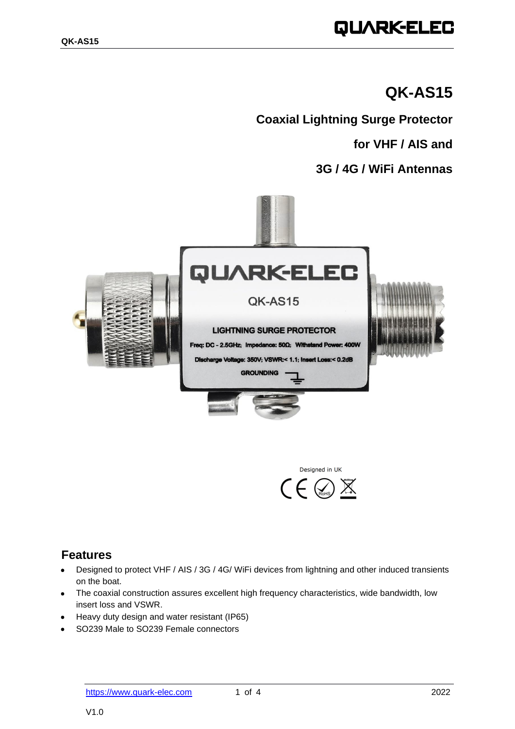# QK-AS15

## Coaxial Lightning Surge Protector

## for VHF / AIS and

## 3G / 4G / WiFi Antennas

Designed in UK

## Features

- Designed to protect VHF / AIS / 3G / 4G/ WiFi devices from lightning and other induced transients on the boat.
- The coaxial construction assures excellent high frequency characteristics, wide bandwidth, low insert loss and VSWR.
- Heavy duty design and water resistant (IP65)
- SO239 Male to SO239 Female connectors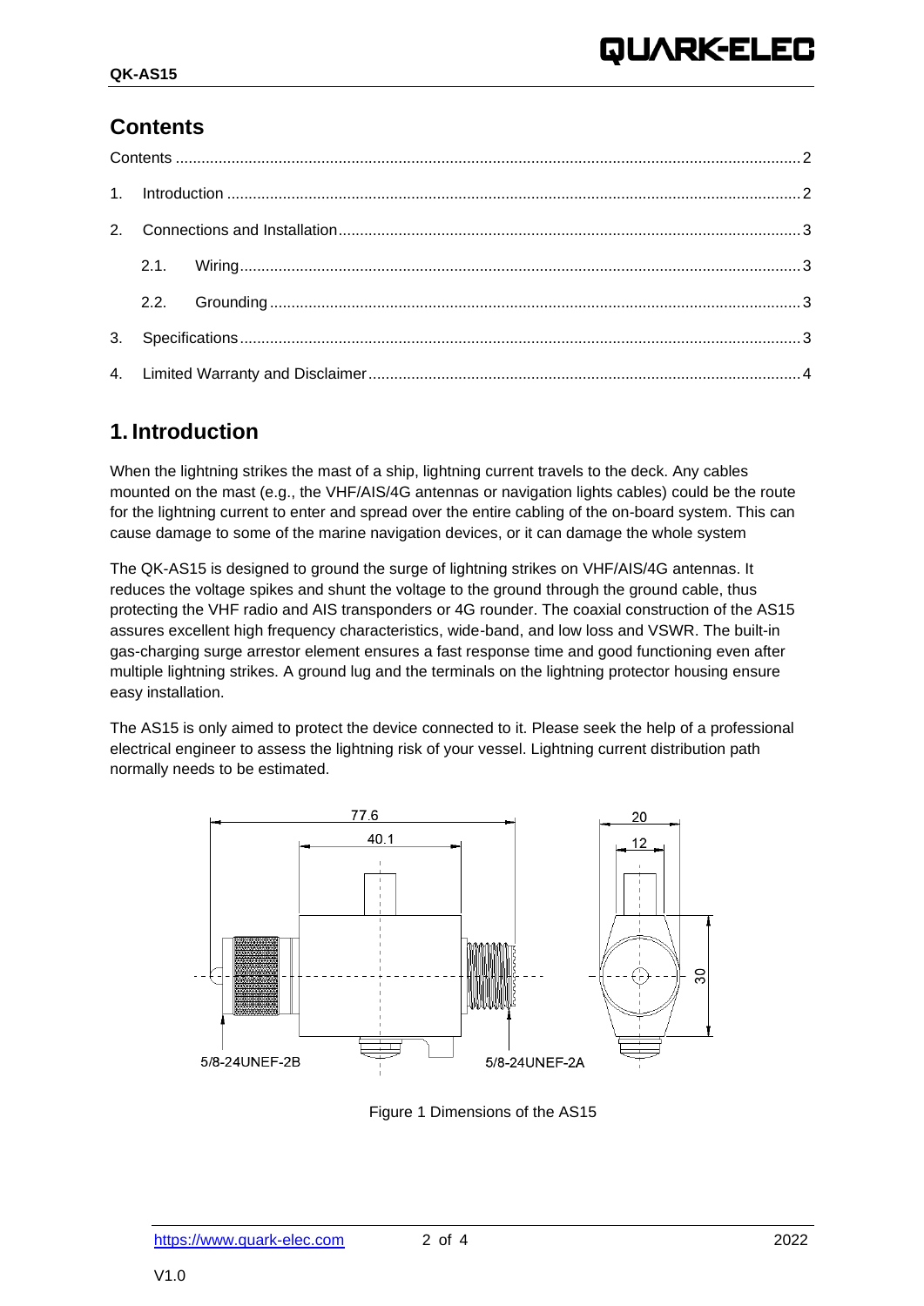## Contents

Contents ........................................................................................................................................ 2

1. Introduction ............................................................................................................................ 2

2. Connections and Installation ................................................................................................. 3

   2.1. Wiring ................................................................................................................................ 3

   2.2. Grounding .......................................................................................................................... 3

3. Specifications .......................................................................................................................... 3

4. Limited Warranty and Disclaimer ........................................................................................... 4

## 1. Introduction

When the lightning strikes the mast of a ship, lightning current travels to the deck. Any cables mounted on the mast (e.g., the VHF/AIS/4G antennas or navigation lights cables) could be the route for the lightning current to enter and spread over the entire cabling of the on-board system. This can cause damage to some of the marine navigation devices, or it can damage the whole system

The QK-AS15 is designed to ground the surge of lightning strikes on VHF/AIS/4G antennas. It reduces the voltage spikes and shunt the voltage to the ground through the ground cable, thus protecting the VHF radio and AIS transponders or 4G rounder. The coaxial construction of the AS15 assures excellent high frequency characteristics, wide-band, and low loss and VSWR. The built-in gas-charging surge arrestor element ensures a fast response time and good functioning even after multiple lightning strikes. A ground lug and the terminals on the lightning protector housing ensure easy installation.

The AS15 is only aimed to protect the device connected to it. Please seek the help of a professional electrical engineer to assess the lightning risk of your vessel. Lightning current distribution path normally needs to be estimated.

77.6

40.1

20

12

30

5/8-24UNEF-2B

5/8-24UNEF-2A

Figure 1 Dimensions of the AS15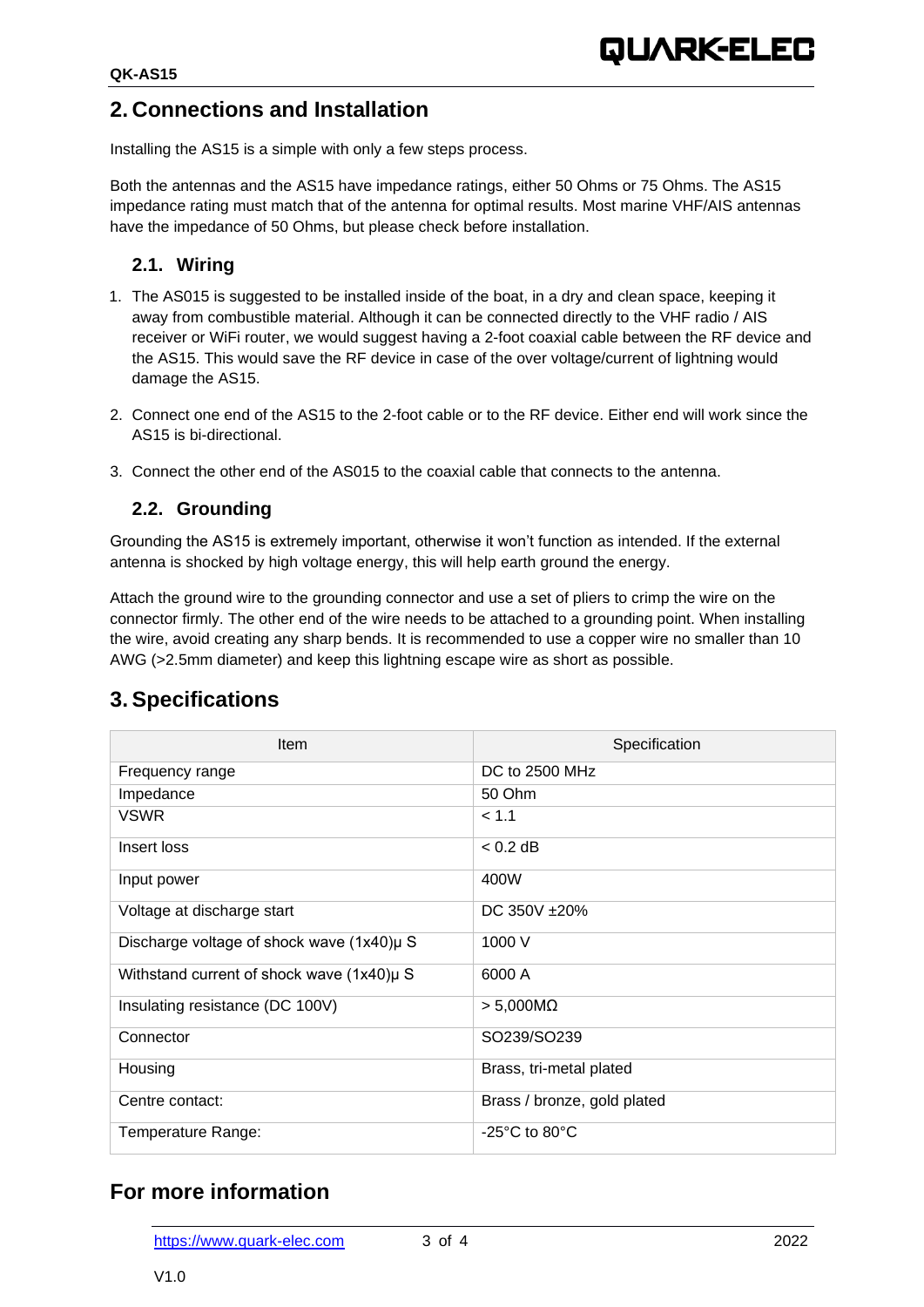## 2. Connections and Installation

Installing the AS15 is a simple with only a few steps process.

Both the antennas and the AS15 have impedance ratings, either 50 Ohms or 75 Ohms. The AS15 impedance rating must match that of the antenna for optimal results. Most marine VHF/AIS antennas have the impedance of 50 Ohms, but please check before installation.

### 2.1. Wiring

1. The AS015 is suggested to be installed inside of the boat, in a dry and clean space, keeping it away from combustible material. Although it can be connected directly to the VHF radio / AIS receiver or WiFi router, we would suggest having a 2-foot coaxial cable between the RF device and the AS15. This would save the RF device in case of the over voltage/current of lightning would damage the AS15.
2. Connect one end of the AS15 to the 2-foot cable or to the RF device. Either end will work since the AS15 is bi-directional.
3. Connect the other end of the AS015 to the coaxial cable that connects to the antenna.

### 2.2. Grounding

Grounding the AS15 is extremely important, otherwise it won't function as intended. If the external antenna is shocked by high voltage energy, this will help earth ground the energy.

Attach the ground wire to the grounding connector and use a set of pliers to crimp the wire on the connector firmly. The other end of the wire needs to be attached to a grounding point. When installing the wire, avoid creating any sharp bends. It is recommended to use a copper wire no smaller than 10 AWG (>2.5mm diameter) and keep this lightning escape wire as short as possible.

## 3. Specifications

| Item | Specification |
|---|---|
| Frequency range | DC to 2500 MHz |
| Impedance | 50 Ohm |
| VSWR | < 1.1 |
| Insert loss | < 0.2 dB |
| Input power | 400W |
| Voltage at discharge start | DC 350V ±20% |
| Discharge voltage of shock wave (1x40)µ S | 1000 V |
| Withstand current of shock wave (1x40)µ S | 6000 A |
| Insulating resistance (DC 100V) | > 5,000MΩ |
| Connector | SO239/SO239 |
| Housing | Brass, tri-metal plated |
| Centre contact: | Brass / bronze, gold plated |
| Temperature Range: | -25°C to 80°C |

## For more information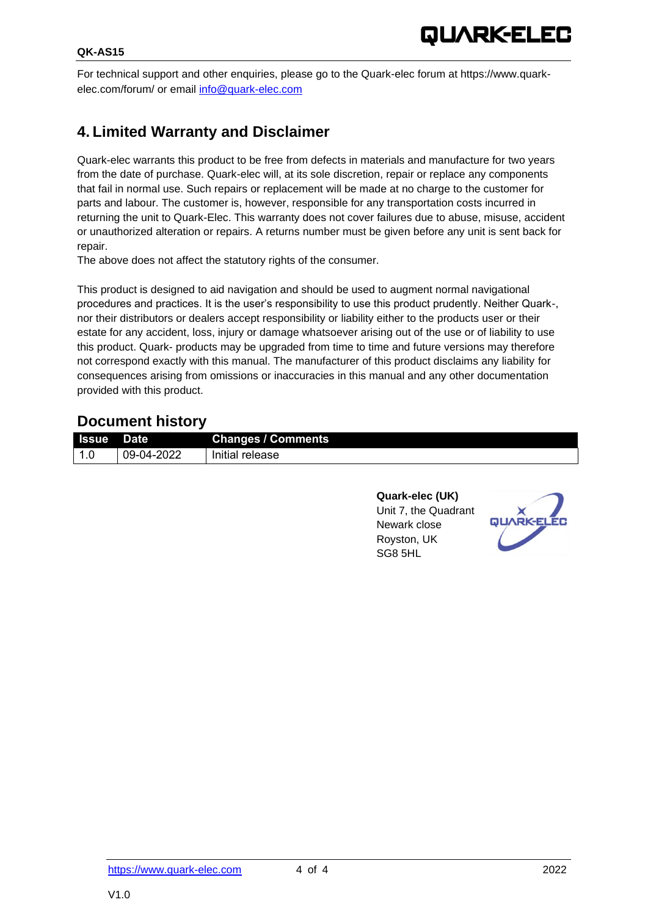For technical support and other enquiries, please go to the Quark-elec forum at https://www.quark-elec.com/forum/ or email info@quark-elec.com

## 4. Limited Warranty and Disclaimer

Quark-elec warrants this product to be free from defects in materials and manufacture for two years from the date of purchase. Quark-elec will, at its sole discretion, repair or replace any components that fail in normal use. Such repairs or replacement will be made at no charge to the customer for parts and labour. The customer is, however, responsible for any transportation costs incurred in returning the unit to Quark-Elec. This warranty does not cover failures due to abuse, misuse, accident or unauthorized alteration or repairs. A returns number must be given before any unit is sent back for repair.
The above does not affect the statutory rights of the consumer.

This product is designed to aid navigation and should be used to augment normal navigational procedures and practices. It is the user's responsibility to use this product prudently. Neither Quark-, nor their distributors or dealers accept responsibility or liability either to the products user or their estate for any accident, loss, injury or damage whatsoever arising out of the use or of liability to use this product. Quark- products may be upgraded from time to time and future versions may therefore not correspond exactly with this manual. The manufacturer of this product disclaims any liability for consequences arising from omissions or inaccuracies in this manual and any other documentation provided with this product.

## Document history

| Issue | Date | Changes / Comments |
|---|---|---|
| 1.0 | 09-04-2022 | Initial release |

**Quark-elec (UK)**
Unit 7, the Quadrant
Newark close
Royston, UK
SG8 5HL